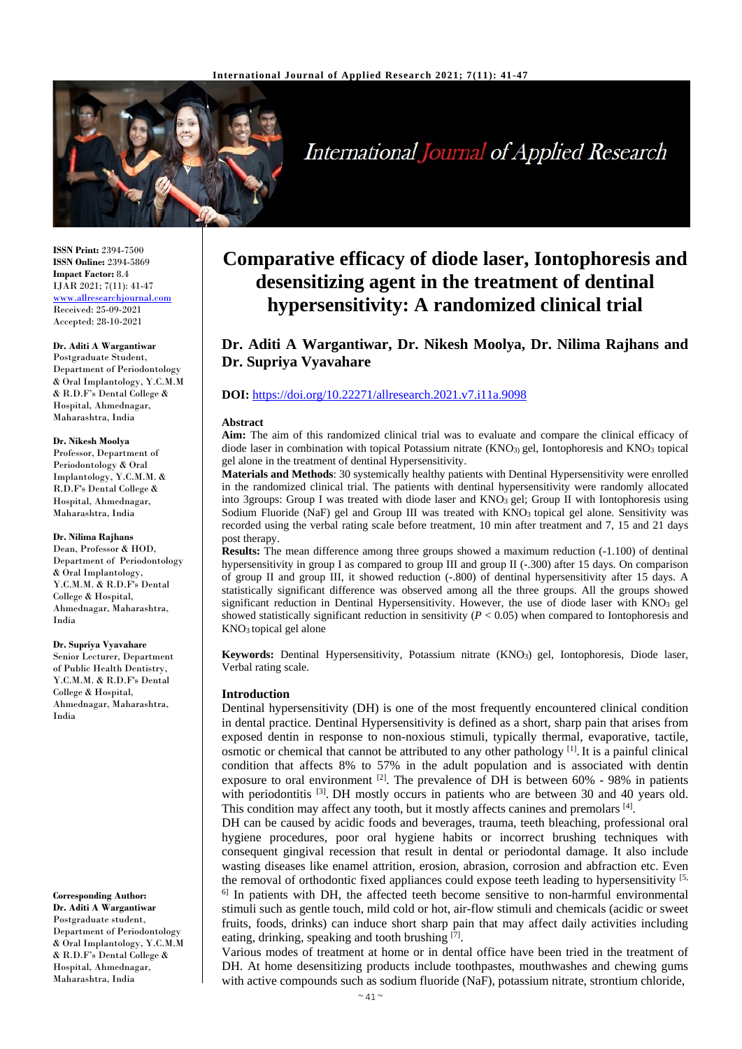**ISSN Print:** 2394-7500
**ISSN Online:** 2394-5869
**Impact Factor:** 8.4
IJAR 2021; 7(11): 41-47
www.allresearchjournal.com
Received: 25-09-2021
Accepted: 28-10-2021

**Dr. Aditi A Wargantiwar**
Postgraduate Student, Department of Periodontology & Oral Implantology, Y.C.M.M & R.D.F's Dental College & Hospital, Ahmednagar, Maharashtra, India

**Dr. Nikesh Moolya**
Professor, Department of Periodontology & Oral Implantology, Y.C.M.M. & R.D.F's Dental College & Hospital, Ahmednagar, Maharashtra, India

**Dr. Nilima Rajhans**
Dean, Professor & HOD, Department of Periodontology & Oral Implantology, Y.C.M.M. & R.D.F's Dental College & Hospital, Ahmednagar, Maharashtra, India

**Dr. Supriya Vyavahare**
Senior Lecturer, Department of Public Health Dentistry, Y.C.M.M. & R.D.F's Dental College & Hospital, Ahmednagar, Maharashtra, India

**Corresponding Author:**
**Dr. Aditi A Wargantiwar**
Postgraduate student, Department of Periodontology & Oral Implantology, Y.C.M.M & R.D.F's Dental College & Hospital, Ahmednagar, Maharashtra, India

# Comparative efficacy of diode laser, Iontophoresis and desensitizing agent in the treatment of dentinal hypersensitivity: A randomized clinical trial

**Dr. Aditi A Wargantiwar, Dr. Nikesh Moolya, Dr. Nilima Rajhans and Dr. Supriya Vyavahare**

**DOI:** https://doi.org/10.22271/allresearch.2021.v7.i11a.9098

## Abstract

**Aim:** The aim of this randomized clinical trial was to evaluate and compare the clinical efficacy of diode laser in combination with topical Potassium nitrate ($KNO_3$) gel, Iontophoresis and $KNO_3$ topical gel alone in the treatment of dentinal Hypersensitivity.

**Materials and Methods**: 30 systemically healthy patients with Dentinal Hypersensitivity were enrolled in the randomized clinical trial. The patients with dentinal hypersensitivity were randomly allocated into 3groups: Group I was treated with diode laser and $KNO_3$ gel; Group II with Iontophoresis using Sodium Fluoride (NaF) gel and Group III was treated with $KNO_3$ topical gel alone. Sensitivity was recorded using the verbal rating scale before treatment, 10 min after treatment and 7, 15 and 21 days post therapy.

**Results:** The mean difference among three groups showed a maximum reduction (-1.100) of dentinal hypersensitivity in group I as compared to group III and group II (-.300) after 15 days. On comparison of group II and group III, it showed reduction (-.800) of dentinal hypersensitivity after 15 days. A statistically significant difference was observed among all the three groups. All the groups showed significant reduction in Dentinal Hypersensitivity. However, the use of diode laser with $KNO_3$ gel showed statistically significant reduction in sensitivity ($P < 0.05$) when compared to Iontophoresis and $KNO_3$ topical gel alone

**Keywords:** Dentinal Hypersensitivity, Potassium nitrate ($KNO_3$) gel, Iontophoresis, Diode laser, Verbal rating scale.

## Introduction

Dentinal hypersensitivity (DH) is one of the most frequently encountered clinical condition in dental practice. Dentinal Hypersensitivity is defined as a short, sharp pain that arises from exposed dentin in response to non-noxious stimuli, typically thermal, evaporative, tactile, osmotic or chemical that cannot be attributed to any other pathology [1]. It is a painful clinical condition that affects 8% to 57% in the adult population and is associated with dentin exposure to oral environment [2]. The prevalence of DH is between 60% - 98% in patients with periodontitis [3]. DH mostly occurs in patients who are between 30 and 40 years old. This condition may affect any tooth, but it mostly affects canines and premolars [4].

DH can be caused by acidic foods and beverages, trauma, teeth bleaching, professional oral hygiene procedures, poor oral hygiene habits or incorrect brushing techniques with consequent gingival recession that result in dental or periodontal damage. It also include wasting diseases like enamel attrition, erosion, abrasion, corrosion and abfraction etc. Even the removal of orthodontic fixed appliances could expose teeth leading to hypersensitivity [5, 6] In patients with DH, the affected teeth become sensitive to non-harmful environmental stimuli such as gentle touch, mild cold or hot, air-flow stimuli and chemicals (acidic or sweet fruits, foods, drinks) can induce short sharp pain that may affect daily activities including eating, drinking, speaking and tooth brushing [7].

Various modes of treatment at home or in dental office have been tried in the treatment of DH. At home desensitizing products include toothpastes, mouthwashes and chewing gums with active compounds such as sodium fluoride (NaF), potassium nitrate, strontium chloride,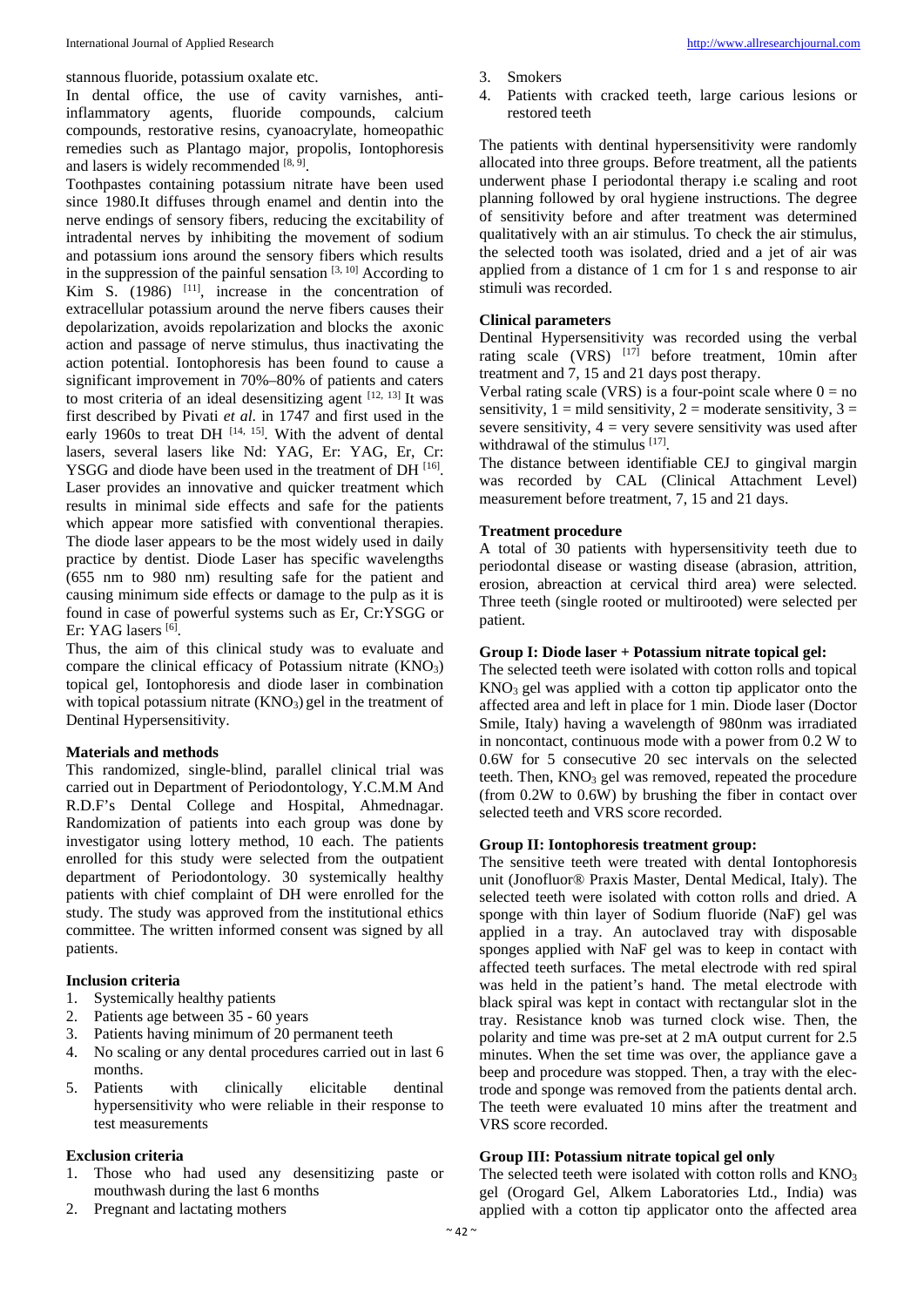stannous fluoride, potassium oxalate etc.

In dental office, the use of cavity varnishes, anti-inflammatory agents, fluoride compounds, calcium compounds, restorative resins, cyanoacrylate, homeopathic remedies such as Plantago major, propolis, Iontophoresis and lasers is widely recommended [8, 9].

Toothpastes containing potassium nitrate have been used since 1980.It diffuses through enamel and dentin into the nerve endings of sensory fibers, reducing the excitability of intradental nerves by inhibiting the movement of sodium and potassium ions around the sensory fibers which results in the suppression of the painful sensation [3, 10] According to Kim S. (1986) [11], increase in the concentration of extracellular potassium around the nerve fibers causes their depolarization, avoids repolarization and blocks the axonic action and passage of nerve stimulus, thus inactivating the action potential. Iontophoresis has been found to cause a significant improvement in 70%–80% of patients and caters to most criteria of an ideal desensitizing agent [12, 13] It was first described by Pivati *et al.* in 1747 and first used in the early 1960s to treat DH [14, 15]. With the advent of dental lasers, several lasers like Nd: YAG, Er: YAG, Er, Cr: YSGG and diode have been used in the treatment of DH [16]. Laser provides an innovative and quicker treatment which results in minimal side effects and safe for the patients which appear more satisfied with conventional therapies. The diode laser appears to be the most widely used in daily practice by dentist. Diode Laser has specific wavelengths (655 nm to 980 nm) resulting safe for the patient and causing minimum side effects or damage to the pulp as it is found in case of powerful systems such as Er, Cr:YSGG or Er: YAG lasers [6].

Thus, the aim of this clinical study was to evaluate and compare the clinical efficacy of Potassium nitrate ($KNO_3$) topical gel, Iontophoresis and diode laser in combination with topical potassium nitrate ($KNO_3$) gel in the treatment of Dentinal Hypersensitivity.

### Materials and methods

This randomized, single-blind, parallel clinical trial was carried out in Department of Periodontology, Y.C.M.M And R.D.F's Dental College and Hospital, Ahmednagar. Randomization of patients into each group was done by investigator using lottery method, 10 each. The patients enrolled for this study were selected from the outpatient department of Periodontology. 30 systemically healthy patients with chief complaint of DH were enrolled for the study. The study was approved from the institutional ethics committee. The written informed consent was signed by all patients.

### Inclusion criteria

1. Systemically healthy patients
2. Patients age between 35 - 60 years
3. Patients having minimum of 20 permanent teeth
4. No scaling or any dental procedures carried out in last 6 months.
5. Patients with clinically elicitable dentinal hypersensitivity who were reliable in their response to test measurements

### Exclusion criteria

1. Those who had used any desensitizing paste or mouthwash during the last 6 months
2. Pregnant and lactating mothers
3. Smokers
4. Patients with cracked teeth, large carious lesions or restored teeth

The patients with dentinal hypersensitivity were randomly allocated into three groups. Before treatment, all the patients underwent phase I periodontal therapy i.e scaling and root planning followed by oral hygiene instructions. The degree of sensitivity before and after treatment was determined qualitatively with an air stimulus. To check the air stimulus, the selected tooth was isolated, dried and a jet of air was applied from a distance of 1 cm for 1 s and response to air stimuli was recorded.

### Clinical parameters

Dentinal Hypersensitivity was recorded using the verbal rating scale (VRS) [17] before treatment, 10min after treatment and 7, 15 and 21 days post therapy.

Verbal rating scale (VRS) is a four-point scale where 0 = no sensitivity, 1 = mild sensitivity, 2 = moderate sensitivity, 3 = severe sensitivity, 4 = very severe sensitivity was used after withdrawal of the stimulus [17].

The distance between identifiable CEJ to gingival margin was recorded by CAL (Clinical Attachment Level) measurement before treatment, 7, 15 and 21 days.

### Treatment procedure

A total of 30 patients with hypersensitivity teeth due to periodontal disease or wasting disease (abrasion, attrition, erosion, abreaction at cervical third area) were selected. Three teeth (single rooted or multirooted) were selected per patient.

### Group I: Diode laser + Potassium nitrate topical gel:

The selected teeth were isolated with cotton rolls and topical $KNO_3$ gel was applied with a cotton tip applicator onto the affected area and left in place for 1 min. Diode laser (Doctor Smile, Italy) having a wavelength of 980nm was irradiated in noncontact, continuous mode with a power from 0.2 W to 0.6W for 5 consecutive 20 sec intervals on the selected teeth. Then, $KNO_3$ gel was removed, repeated the procedure (from 0.2W to 0.6W) by brushing the fiber in contact over selected teeth and VRS score recorded.

### Group II: Iontophoresis treatment group:

The sensitive teeth were treated with dental Iontophoresis unit (Jonofluor® Praxis Master, Dental Medical, Italy). The selected teeth were isolated with cotton rolls and dried. A sponge with thin layer of Sodium fluoride (NaF) gel was applied in a tray. An autoclaved tray with disposable sponges applied with NaF gel was to keep in contact with affected teeth surfaces. The metal electrode with red spiral was held in the patient's hand. The metal electrode with black spiral was kept in contact with rectangular slot in the tray. Resistance knob was turned clock wise. Then, the polarity and time was pre-set at 2 mA output current for 2.5 minutes. When the set time was over, the appliance gave a beep and procedure was stopped. Then, a tray with the electrode and sponge was removed from the patients dental arch. The teeth were evaluated 10 mins after the treatment and VRS score recorded.

### Group III: Potassium nitrate topical gel only

The selected teeth were isolated with cotton rolls and $KNO_3$ gel (Orogard Gel, Alkem Laboratories Ltd., India) was applied with a cotton tip applicator onto the affected area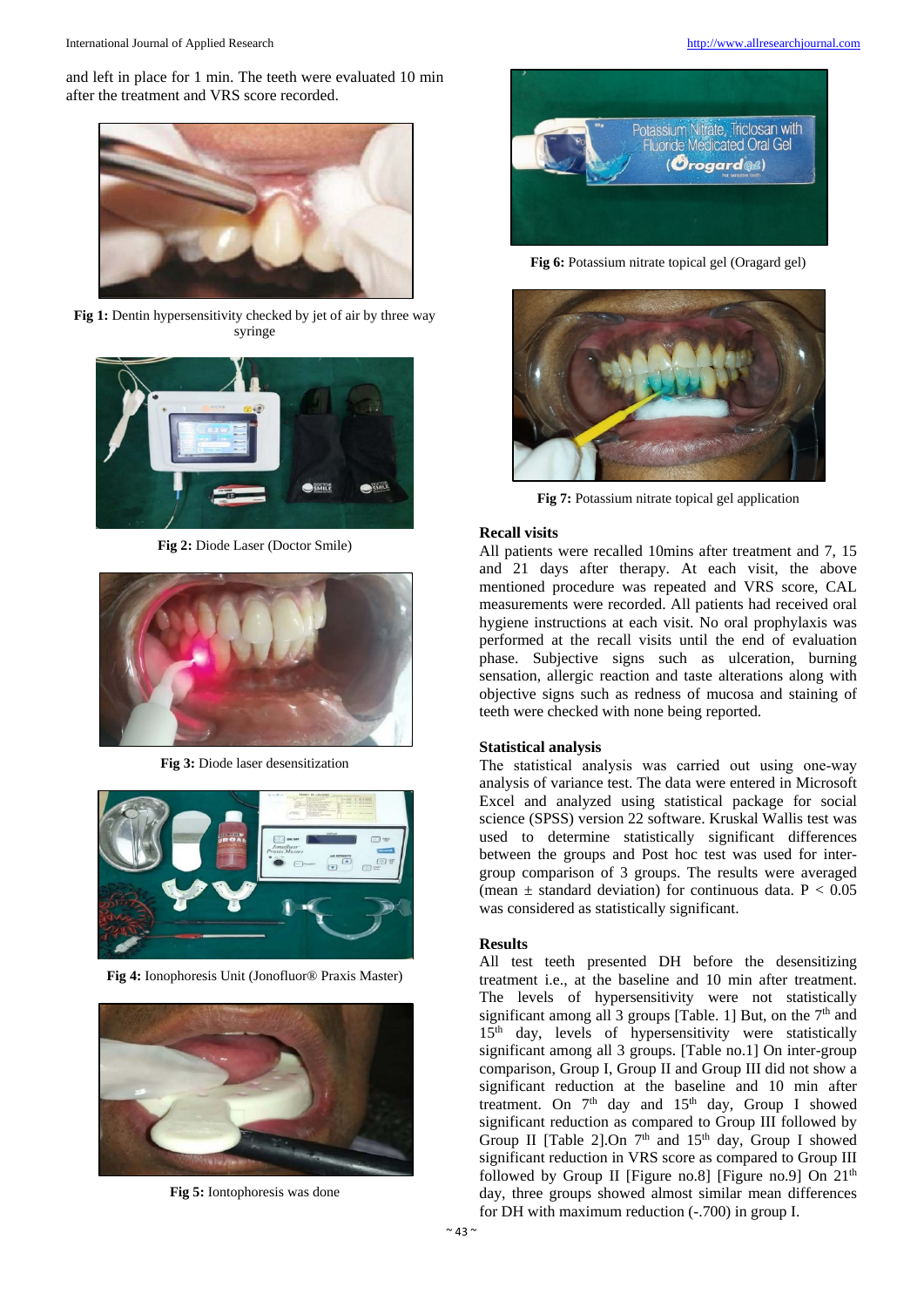and left in place for 1 min. The teeth were evaluated 10 min after the treatment and VRS score recorded.

**Fig 1:** Dentin hypersensitivity checked by jet of air by three way syringe

**Fig 2:** Diode Laser (Doctor Smile)

**Fig 3:** Diode laser desensitization

**Fig 4:** Ionophoresis Unit (Jonofluor® Praxis Master)

**Fig 5:** Iontophoresis was done

**Fig 6:** Potassium nitrate topical gel (Oragard gel)

**Fig 7:** Potassium nitrate topical gel application

### Recall visits

All patients were recalled 10mins after treatment and 7, 15 and 21 days after therapy. At each visit, the above mentioned procedure was repeated and VRS score, CAL measurements were recorded. All patients had received oral hygiene instructions at each visit. No oral prophylaxis was performed at the recall visits until the end of evaluation phase. Subjective signs such as ulceration, burning sensation, allergic reaction and taste alterations along with objective signs such as redness of mucosa and staining of teeth were checked with none being reported.

### Statistical analysis

The statistical analysis was carried out using one-way analysis of variance test. The data were entered in Microsoft Excel and analyzed using statistical package for social science (SPSS) version 22 software. Kruskal Wallis test was used to determine statistically significant differences between the groups and Post hoc test was used for inter-group comparison of 3 groups. The results were averaged (mean ± standard deviation) for continuous data. $P < 0.05$ was considered as statistically significant.

### Results

All test teeth presented DH before the desensitizing treatment i.e., at the baseline and 10 min after treatment. The levels of hypersensitivity were not statistically significant among all 3 groups [Table. 1] But, on the 7th and 15th day, levels of hypersensitivity were statistically significant among all 3 groups. [Table no.1] On inter-group comparison, Group I, Group II and Group III did not show a significant reduction at the baseline and 10 min after treatment. On 7th day and 15th day, Group I showed significant reduction as compared to Group III followed by Group II [Table 2].On 7th and 15th day, Group I showed significant reduction in VRS score as compared to Group III followed by Group II [Figure no.8] [Figure no.9] On 21st day, three groups showed almost similar mean differences for DH with maximum reduction (-.700) in group I.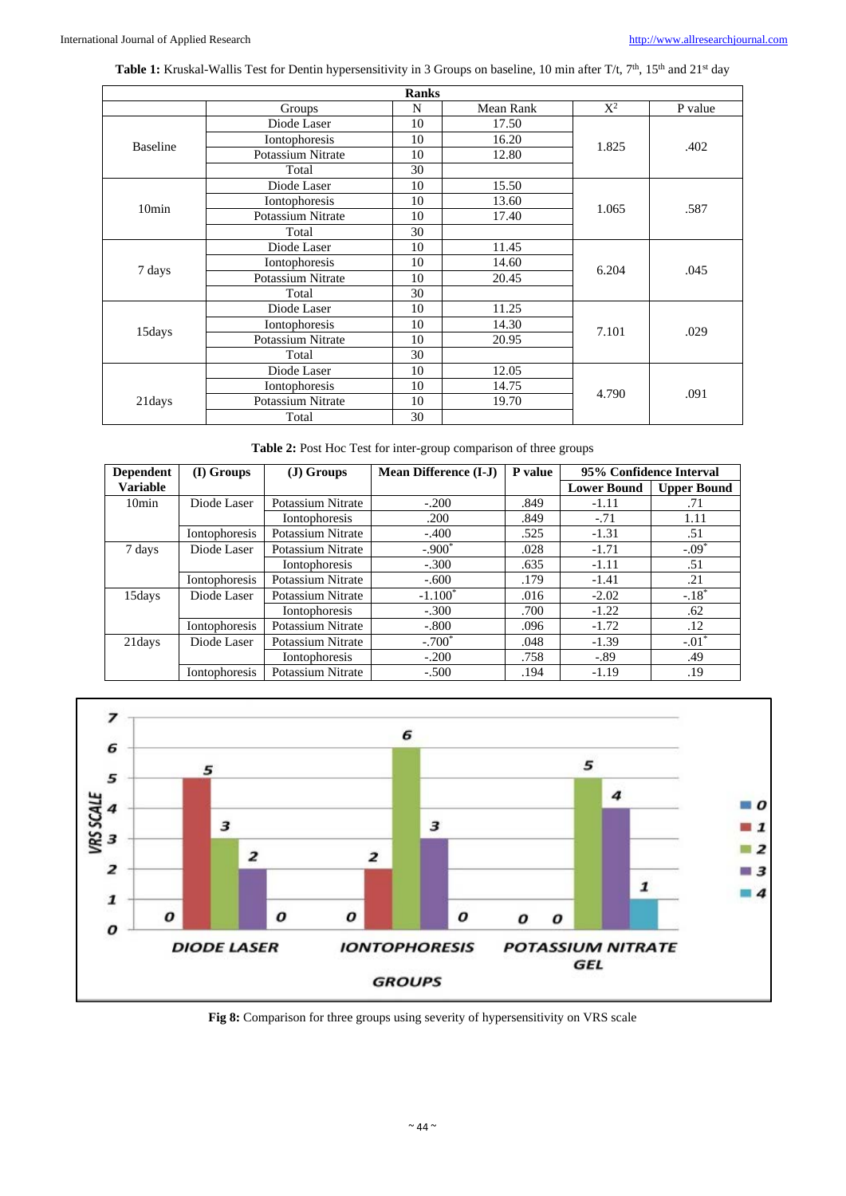**Table 1:** Kruskal-Wallis Test for Dentin hypersensitivity in 3 Groups on baseline, 10 min after T/t, 7th, 15th and 21st day

| Ranks | | | | | |
|---|---|---|---|---|---|
| | Groups | N | Mean Rank | $X^2$ | P value |
| Baseline | Diode Laser | 10 | 17.50 | 1.825 | .402 |
| | Iontophoresis | 10 | 16.20 | | |
| | Potassium Nitrate | 10 | 12.80 | | |
| | Total | 30 | | | |
| 10min | Diode Laser | 10 | 15.50 | 1.065 | .587 |
| | Iontophoresis | 10 | 13.60 | | |
| | Potassium Nitrate | 10 | 17.40 | | |
| | Total | 30 | | | |
| 7 days | Diode Laser | 10 | 11.45 | 6.204 | .045 |
| | Iontophoresis | 10 | 14.60 | | |
| | Potassium Nitrate | 10 | 20.45 | | |
| | Total | 30 | | | |
| 15days | Diode Laser | 10 | 11.25 | 7.101 | .029 |
| | Iontophoresis | 10 | 14.30 | | |
| | Potassium Nitrate | 10 | 20.95 | | |
| | Total | 30 | | | |
| 21days | Diode Laser | 10 | 12.05 | 4.790 | .091 |
| | Iontophoresis | 10 | 14.75 | | |
| | Potassium Nitrate | 10 | 19.70 | | |
| | Total | 30 | | | |

**Table 2:** Post Hoc Test for inter-group comparison of three groups

| Dependent Variable | (I) Groups | (J) Groups | Mean Difference (I-J) | P value | 95% Confidence Interval | |
|---|---|---|---|---|---|---|
| | | | | | Lower Bound | Upper Bound |
| 10min | Diode Laser | Potassium Nitrate | -.200 | .849 | -1.11 | .71 |
| | | Iontophoresis | .200 | .849 | -.71 | 1.11 |
| | Iontophoresis | Potassium Nitrate | -.400 | .525 | -1.31 | .51 |
| 7 days | Diode Laser | Potassium Nitrate | -.900* | .028 | -1.71 | -.09* |
| | | Iontophoresis | -.300 | .635 | -1.11 | .51 |
| | Iontophoresis | Potassium Nitrate | -.600 | .179 | -1.41 | .21 |
| 15days | Diode Laser | Potassium Nitrate | -1.100* | .016 | -2.02 | -.18* |
| | | Iontophoresis | -.300 | .700 | -1.22 | .62 |
| | Iontophoresis | Potassium Nitrate | -.800 | .096 | -1.72 | .12 |
| 21days | Diode Laser | Potassium Nitrate | -.700* | .048 | -1.39 | -.01* |
| | | Iontophoresis | -.200 | .758 | -.89 | .49 |
| | Iontophoresis | Potassium Nitrate | -.500 | .194 | -1.19 | .19 |

**Fig 8:** Comparison for three groups using severity of hypersensitivity on VRS scale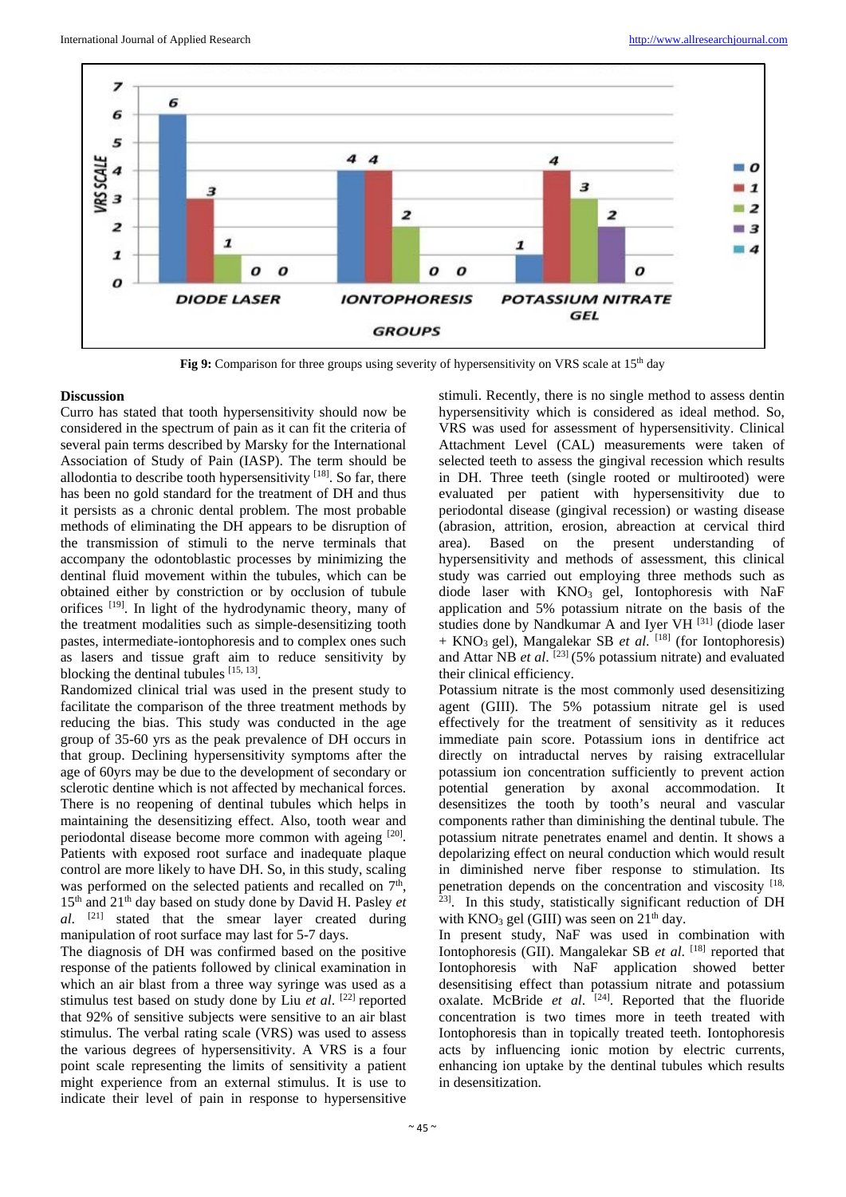Fig 9: Comparison for three groups using severity of hypersensitivity on VRS scale at 15th day

## Discussion

Curro has stated that tooth hypersensitivity should now be considered in the spectrum of pain as it can fit the criteria of several pain terms described by Marsky for the International Association of Study of Pain (IASP). The term should be allodontia to describe tooth hypersensitivity [18]. So far, there has been no gold standard for the treatment of DH and thus it persists as a chronic dental problem. The most probable methods of eliminating the DH appears to be disruption of the transmission of stimuli to the nerve terminals that accompany the odontoblastic processes by minimizing the dentinal fluid movement within the tubules, which can be obtained either by constriction or by occlusion of tubule orifices [19]. In light of the hydrodynamic theory, many of the treatment modalities such as simple-desensitizing tooth pastes, intermediate-iontophoresis and to complex ones such as lasers and tissue graft aim to reduce sensitivity by blocking the dentinal tubules [15, 13].

Randomized clinical trial was used in the present study to facilitate the comparison of the three treatment methods by reducing the bias. This study was conducted in the age group of 35-60 yrs as the peak prevalence of DH occurs in that group. Declining hypersensitivity symptoms after the age of 60yrs may be due to the development of secondary or sclerotic dentine which is not affected by mechanical forces. There is no reopening of dentinal tubules which helps in maintaining the desensitizing effect. Also, tooth wear and periodontal disease become more common with ageing [20]. Patients with exposed root surface and inadequate plaque control are more likely to have DH. So, in this study, scaling was performed on the selected patients and recalled on 7th, 15th and 21st day based on study done by David H. Pasley *et al.* [21] stated that the smear layer created during manipulation of root surface may last for 5-7 days.

The diagnosis of DH was confirmed based on the positive response of the patients followed by clinical examination in which an air blast from a three way syringe was used as a stimulus test based on study done by Liu *et al.* [22] reported that 92% of sensitive subjects were sensitive to an air blast stimulus. The verbal rating scale (VRS) was used to assess the various degrees of hypersensitivity. A VRS is a four point scale representing the limits of sensitivity a patient might experience from an external stimulus. It is use to indicate their level of pain in response to hypersensitive stimuli. Recently, there is no single method to assess dentin hypersensitivity which is considered as ideal method. So, VRS was used for assessment of hypersensitivity. Clinical Attachment Level (CAL) measurements were taken of selected teeth to assess the gingival recession which results in DH. Three teeth (single rooted or multirooted) were evaluated per patient with hypersensitivity due to periodontal disease (gingival recession) or wasting disease (abrasion, attrition, erosion, abreaction at cervical third area). Based on the present understanding of hypersensitivity and methods of assessment, this clinical study was carried out employing three methods such as diode laser with $KNO_3$ gel, Iontophoresis with NaF application and 5% potassium nitrate on the basis of the studies done by Nandkumar A and Iyer VH [31] (diode laser + $KNO_3$ gel), Mangalekar SB *et al.* [18] (for Iontophoresis) and Attar NB *et al.* [23] (5% potassium nitrate) and evaluated their clinical efficiency.

Potassium nitrate is the most commonly used desensitizing agent (GIII). The 5% potassium nitrate gel is used effectively for the treatment of sensitivity as it reduces immediate pain score. Potassium ions in dentifrice act directly on intraductal nerves by raising extracellular potassium ion concentration sufficiently to prevent action potential generation by axonal accommodation. It desensitizes the tooth by tooth's neural and vascular components rather than diminishing the dentinal tubule. The potassium nitrate penetrates enamel and dentin. It shows a depolarizing effect on neural conduction which would result in diminished nerve fiber response to stimulation. Its penetration depends on the concentration and viscosity [18, 23]. In this study, statistically significant reduction of DH with $KNO_3$ gel (GIII) was seen on 21st day.

In present study, NaF was used in combination with Iontophoresis (GII). Mangalekar SB *et al.* [18] reported that Iontophoresis with NaF application showed better desensitising effect than potassium nitrate and potassium oxalate. McBride *et al.* [24]. Reported that the fluoride concentration is two times more in teeth treated with Iontophoresis than in topically treated teeth. Iontophoresis acts by influencing ionic motion by electric currents, enhancing ion uptake by the dentinal tubules which results in desensitization.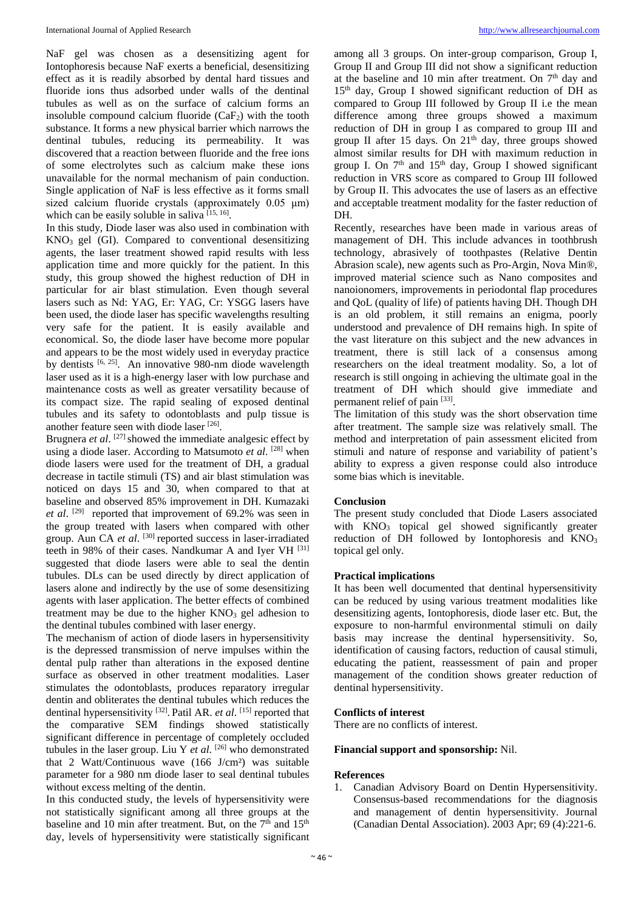NaF gel was chosen as a desensitizing agent for Iontophoresis because NaF exerts a beneficial, desensitizing effect as it is readily absorbed by dental hard tissues and fluoride ions thus adsorbed under walls of the dentinal tubules as well as on the surface of calcium forms an insoluble compound calcium fluoride ($CaF_2$) with the tooth substance. It forms a new physical barrier which narrows the dentinal tubules, reducing its permeability. It was discovered that a reaction between fluoride and the free ions of some electrolytes such as calcium make these ions unavailable for the normal mechanism of pain conduction. Single application of NaF is less effective as it forms small sized calcium fluoride crystals (approximately 0.05 μm) which can be easily soluble in saliva [15, 16].

In this study, Diode laser was also used in combination with $KNO_3$ gel (GI). Compared to conventional desensitizing agents, the laser treatment showed rapid results with less application time and more quickly for the patient. In this study, this group showed the highest reduction of DH in particular for air blast stimulation. Even though several lasers such as Nd: YAG, Er: YAG, Cr: YSGG lasers have been used, the diode laser has specific wavelengths resulting very safe for the patient. It is easily available and economical. So, the diode laser have become more popular and appears to be the most widely used in everyday practice by dentists [6, 25]. An innovative 980-nm diode wavelength laser used as it is a high-energy laser with low purchase and maintenance costs as well as greater versatility because of its compact size. The rapid sealing of exposed dentinal tubules and its safety to odontoblasts and pulp tissue is another feature seen with diode laser [26].

Brugnera *et al*. [27] showed the immediate analgesic effect by using a diode laser. According to Matsumoto *et al*. [28] when diode lasers were used for the treatment of DH, a gradual decrease in tactile stimuli (TS) and air blast stimulation was noticed on days 15 and 30, when compared to that at baseline and observed 85% improvement in DH. Kumazaki *et al*. [29] reported that improvement of 69.2% was seen in the group treated with lasers when compared with other group. Aun CA *et al*. [30] reported success in laser-irradiated teeth in 98% of their cases. Nandkumar A and Iyer VH [31] suggested that diode lasers were able to seal the dentin tubules. DLs can be used directly by direct application of lasers alone and indirectly by the use of some desensitizing agents with laser application. The better effects of combined treatment may be due to the higher $KNO_3$ gel adhesion to the dentinal tubules combined with laser energy.

The mechanism of action of diode lasers in hypersensitivity is the depressed transmission of nerve impulses within the dental pulp rather than alterations in the exposed dentine surface as observed in other treatment modalities. Laser stimulates the odontoblasts, produces reparatory irregular dentin and obliterates the dentinal tubules which reduces the dentinal hypersensitivity [32]. Patil AR. *et al*. [15] reported that the comparative SEM findings showed statistically significant difference in percentage of completely occluded tubules in the laser group. Liu Y *et al*. [26] who demonstrated that 2 Watt/Continuous wave (166 J/cm²) was suitable parameter for a 980 nm diode laser to seal dentinal tubules without excess melting of the dentin.

In this conducted study, the levels of hypersensitivity were not statistically significant among all three groups at the baseline and 10 min after treatment. But, on the 7th and 15th day, levels of hypersensitivity were statistically significant among all 3 groups. On inter-group comparison, Group I, Group II and Group III did not show a significant reduction at the baseline and 10 min after treatment. On 7th day and 15th day, Group I showed significant reduction of DH as compared to Group III followed by Group II i.e the mean difference among three groups showed a maximum reduction of DH in group I as compared to group III and group II after 15 days. On 21st day, three groups showed almost similar results for DH with maximum reduction in group I. On 7th and 15th day, Group I showed significant reduction in VRS score as compared to Group III followed by Group II. This advocates the use of lasers as an effective and acceptable treatment modality for the faster reduction of DH.

Recently, researches have been made in various areas of management of DH. This include advances in toothbrush technology, abrasively of toothpastes (Relative Dentin Abrasion scale), new agents such as Pro-Argin, Nova Min®, improved material science such as Nano composites and nanoionomers, improvements in periodontal flap procedures and QoL (quality of life) of patients having DH. Though DH is an old problem, it still remains an enigma, poorly understood and prevalence of DH remains high. In spite of the vast literature on this subject and the new advances in treatment, there is still lack of a consensus among researchers on the ideal treatment modality. So, a lot of research is still ongoing in achieving the ultimate goal in the treatment of DH which should give immediate and permanent relief of pain [33].

The limitation of this study was the short observation time after treatment. The sample size was relatively small. The method and interpretation of pain assessment elicited from stimuli and nature of response and variability of patient's ability to express a given response could also introduce some bias which is inevitable.

## Conclusion

The present study concluded that Diode Lasers associated with $KNO_3$ topical gel showed significantly greater reduction of DH followed by Iontophoresis and $KNO_3$ topical gel only.

## Practical implications

It has been well documented that dentinal hypersensitivity can be reduced by using various treatment modalities like desensitizing agents, Iontophoresis, diode laser etc. But, the exposure to non-harmful environmental stimuli on daily basis may increase the dentinal hypersensitivity. So, identification of causing factors, reduction of causal stimuli, educating the patient, reassessment of pain and proper management of the condition shows greater reduction of dentinal hypersensitivity.

## Conflicts of interest

There are no conflicts of interest.

**Financial support and sponsorship:** Nil.

## References

1. Canadian Advisory Board on Dentin Hypersensitivity. Consensus-based recommendations for the diagnosis and management of dentin hypersensitivity. Journal (Canadian Dental Association). 2003 Apr; 69 (4):221-6.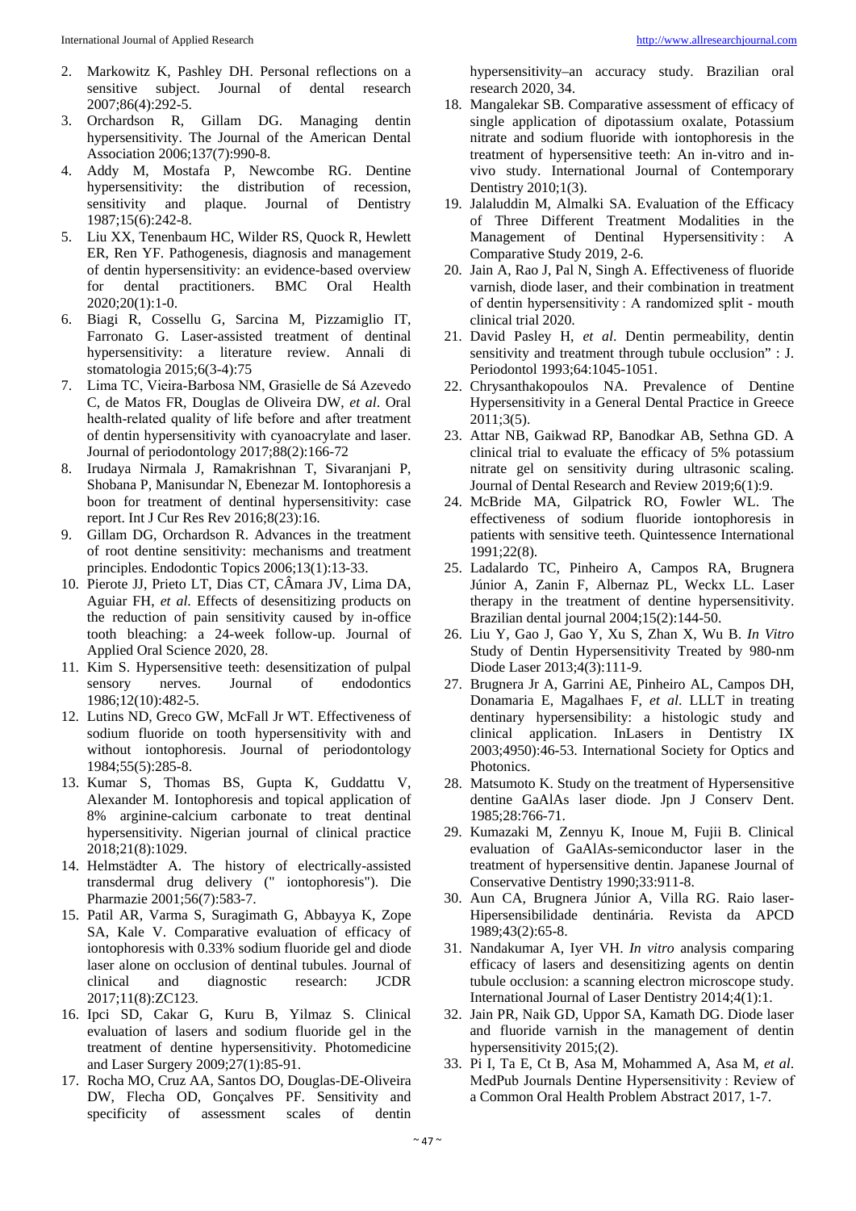2. Markowitz K, Pashley DH. Personal reflections on a sensitive subject. Journal of dental research 2007;86(4):292-5.
3. Orchardson R, Gillam DG. Managing dentin hypersensitivity. The Journal of the American Dental Association 2006;137(7):990-8.
4. Addy M, Mostafa P, Newcombe RG. Dentine hypersensitivity: the distribution of recession, sensitivity and plaque. Journal of Dentistry 1987;15(6):242-8.
5. Liu XX, Tenenbaum HC, Wilder RS, Quock R, Hewlett ER, Ren YF. Pathogenesis, diagnosis and management of dentin hypersensitivity: an evidence-based overview for dental practitioners. BMC Oral Health 2020;20(1):1-0.
6. Biagi R, Cossellu G, Sarcina M, Pizzamiglio IT, Farronato G. Laser-assisted treatment of dentinal hypersensitivity: a literature review. Annali di stomatologia 2015;6(3-4):75
7. Lima TC, Vieira-Barbosa NM, Grasielle de Sá Azevedo C, de Matos FR, Douglas de Oliveira DW, *et al*. Oral health-related quality of life before and after treatment of dentin hypersensitivity with cyanoacrylate and laser. Journal of periodontology 2017;88(2):166-72
8. Irudaya Nirmala J, Ramakrishnan T, Sivaranjani P, Shobana P, Manisundar N, Ebenezar M. Iontophoresis a boon for treatment of dentinal hypersensitivity: case report. Int J Cur Res Rev 2016;8(23):16.
9. Gillam DG, Orchardson R. Advances in the treatment of root dentine sensitivity: mechanisms and treatment principles. Endodontic Topics 2006;13(1):13-33.
10. Pierote JJ, Prieto LT, Dias CT, CÂmara JV, Lima DA, Aguiar FH, *et al*. Effects of desensitizing products on the reduction of pain sensitivity caused by in-office tooth bleaching: a 24-week follow-up. Journal of Applied Oral Science 2020, 28.
11. Kim S. Hypersensitive teeth: desensitization of pulpal sensory nerves. Journal of endodontics 1986;12(10):482-5.
12. Lutins ND, Greco GW, McFall Jr WT. Effectiveness of sodium fluoride on tooth hypersensitivity with and without iontophoresis. Journal of periodontology 1984;55(5):285-8.
13. Kumar S, Thomas BS, Gupta K, Guddattu V, Alexander M. Iontophoresis and topical application of 8% arginine-calcium carbonate to treat dentinal hypersensitivity. Nigerian journal of clinical practice 2018;21(8):1029.
14. Helmstädter A. The history of electrically-assisted transdermal drug delivery (" iontophoresis"). Die Pharmazie 2001;56(7):583-7.
15. Patil AR, Varma S, Suragimath G, Abbayya K, Zope SA, Kale V. Comparative evaluation of efficacy of iontophoresis with 0.33% sodium fluoride gel and diode laser alone on occlusion of dentinal tubules. Journal of clinical and diagnostic research: JCDR 2017;11(8):ZC123.
16. Ipci SD, Cakar G, Kuru B, Yilmaz S. Clinical evaluation of lasers and sodium fluoride gel in the treatment of dentine hypersensitivity. Photomedicine and Laser Surgery 2009;27(1):85-91.
17. Rocha MO, Cruz AA, Santos DO, Douglas-DE-Oliveira DW, Flecha OD, Gonçalves PF. Sensitivity and specificity of assessment scales of dentin hypersensitivity–an accuracy study. Brazilian oral research 2020, 34.
18. Mangalekar SB. Comparative assessment of efficacy of single application of dipotassium oxalate, Potassium nitrate and sodium fluoride with iontophoresis in the treatment of hypersensitive teeth: An in-vitro and in-vivo study. International Journal of Contemporary Dentistry 2010;1(3).
19. Jalaluddin M, Almalki SA. Evaluation of the Efficacy of Three Different Treatment Modalities in the Management of Dentinal Hypersensitivity : A Comparative Study 2019, 2-6.
20. Jain A, Rao J, Pal N, Singh A. Effectiveness of fluoride varnish, diode laser, and their combination in treatment of dentin hypersensitivity : A randomized split - mouth clinical trial 2020.
21. David Pasley H, *et al*. Dentin permeability, dentin sensitivity and treatment through tubule occlusion" : J. Periodontol 1993;64:1045-1051.
22. Chrysanthakopoulos NA. Prevalence of Dentine Hypersensitivity in a General Dental Practice in Greece 2011;3(5).
23. Attar NB, Gaikwad RP, Banodkar AB, Sethna GD. A clinical trial to evaluate the efficacy of 5% potassium nitrate gel on sensitivity during ultrasonic scaling. Journal of Dental Research and Review 2019;6(1):9.
24. McBride MA, Gilpatrick RO, Fowler WL. The effectiveness of sodium fluoride iontophoresis in patients with sensitive teeth. Quintessence International 1991;22(8).
25. Ladalardo TC, Pinheiro A, Campos RA, Brugnera Júnior A, Zanin F, Albernaz PL, Weckx LL. Laser therapy in the treatment of dentine hypersensitivity. Brazilian dental journal 2004;15(2):144-50.
26. Liu Y, Gao J, Gao Y, Xu S, Zhan X, Wu B. *In Vitro* Study of Dentin Hypersensitivity Treated by 980-nm Diode Laser 2013;4(3):111-9.
27. Brugnera Jr A, Garrini AE, Pinheiro AL, Campos DH, Donamaria E, Magalhaes F, *et al*. LLLT in treating dentinary hypersensibility: a histologic study and clinical application. InLasers in Dentistry IX 2003;4950):46-53. International Society for Optics and Photonics.
28. Matsumoto K. Study on the treatment of Hypersensitive dentine GaAlAs laser diode. Jpn J Conserv Dent. 1985;28:766-71.
29. Kumazaki M, Zennyu K, Inoue M, Fujii B. Clinical evaluation of GaAlAs-semiconductor laser in the treatment of hypersensitive dentin. Japanese Journal of Conservative Dentistry 1990;33:911-8.
30. Aun CA, Brugnera Júnior A, Villa RG. Raio laser-Hipersensibilidade dentinária. Revista da APCD 1989;43(2):65-8.
31. Nandakumar A, Iyer VH. *In vitro* analysis comparing efficacy of lasers and desensitizing agents on dentin tubule occlusion: a scanning electron microscope study. International Journal of Laser Dentistry 2014;4(1):1.
32. Jain PR, Naik GD, Uppor SA, Kamath DG. Diode laser and fluoride varnish in the management of dentin hypersensitivity 2015;(2).
33. Pi I, Ta E, Ct B, Asa M, Mohammed A, Asa M, *et al*. MedPub Journals Dentine Hypersensitivity : Review of a Common Oral Health Problem Abstract 2017, 1-7.